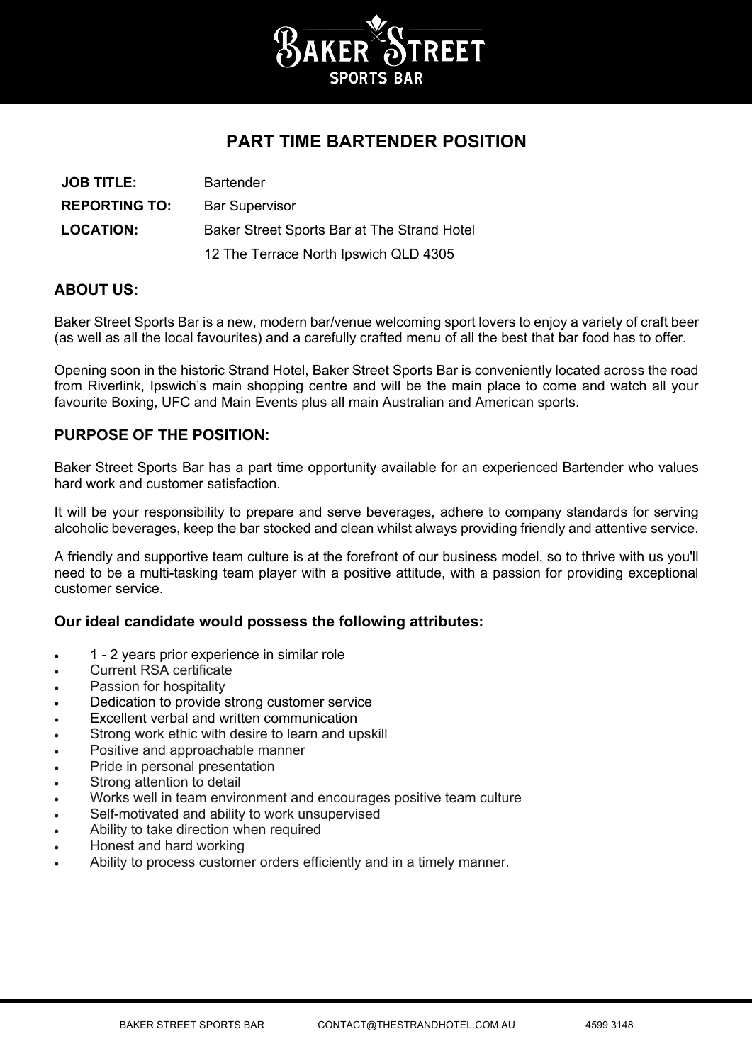# BAKER STREET SPORTS BAR

## PART TIME BARTENDER POSITION

| | |
|---|---|
| **JOB TITLE:** | Bartender |
| **REPORTING TO:** | Bar Supervisor |
| **LOCATION:** | Baker Street Sports Bar at The Strand Hotel |
| | 12 The Terrace North Ipswich QLD 4305 |

### ABOUT US:

Baker Street Sports Bar is a new, modern bar/venue welcoming sport lovers to enjoy a variety of craft beer (as well as all the local favourites) and a carefully crafted menu of all the best that bar food has to offer.

Opening soon in the historic Strand Hotel, Baker Street Sports Bar is conveniently located across the road from Riverlink, Ipswich's main shopping centre and will be the main place to come and watch all your favourite Boxing, UFC and Main Events plus all main Australian and American sports.

### PURPOSE OF THE POSITION:

Baker Street Sports Bar has a part time opportunity available for an experienced Bartender who values hard work and customer satisfaction.

It will be your responsibility to prepare and serve beverages, adhere to company standards for serving alcoholic beverages, keep the bar stocked and clean whilst always providing friendly and attentive service.

A friendly and supportive team culture is at the forefront of our business model, so to thrive with us you'll need to be a multi-tasking team player with a positive attitude, with a passion for providing exceptional customer service.

### Our ideal candidate would possess the following attributes:

- 1 - 2 years prior experience in similar role
- Current RSA certificate
- Passion for hospitality
- Dedication to provide strong customer service
- Excellent verbal and written communication
- Strong work ethic with desire to learn and upskill
- Positive and approachable manner
- Pride in personal presentation
- Strong attention to detail
- Works well in team environment and encourages positive team culture
- Self-motivated and ability to work unsupervised
- Ability to take direction when required
- Honest and hard working
- Ability to process customer orders efficiently and in a timely manner.

BAKER STREET SPORTS BAR    CONTACT@THESTRANDHOTEL.COM.AU    4599 3148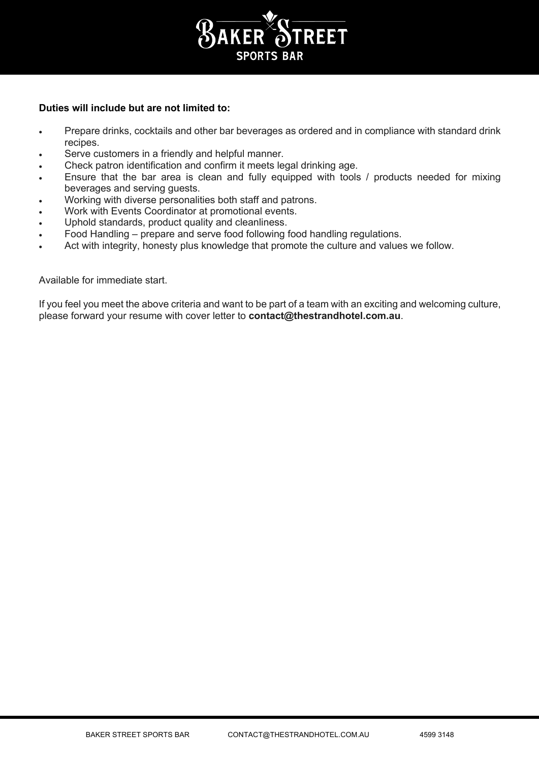**Duties will include but are not limited to:**

- Prepare drinks, cocktails and other bar beverages as ordered and in compliance with standard drink recipes.
- Serve customers in a friendly and helpful manner.
- Check patron identification and confirm it meets legal drinking age.
- Ensure that the bar area is clean and fully equipped with tools / products needed for mixing beverages and serving guests.
- Working with diverse personalities both staff and patrons.
- Work with Events Coordinator at promotional events.
- Uphold standards, product quality and cleanliness.
- Food Handling – prepare and serve food following food handling regulations.
- Act with integrity, honesty plus knowledge that promote the culture and values we follow.

Available for immediate start.

If you feel you meet the above criteria and want to be part of a team with an exciting and welcoming culture, please forward your resume with cover letter to **contact@thestrandhotel.com.au**.